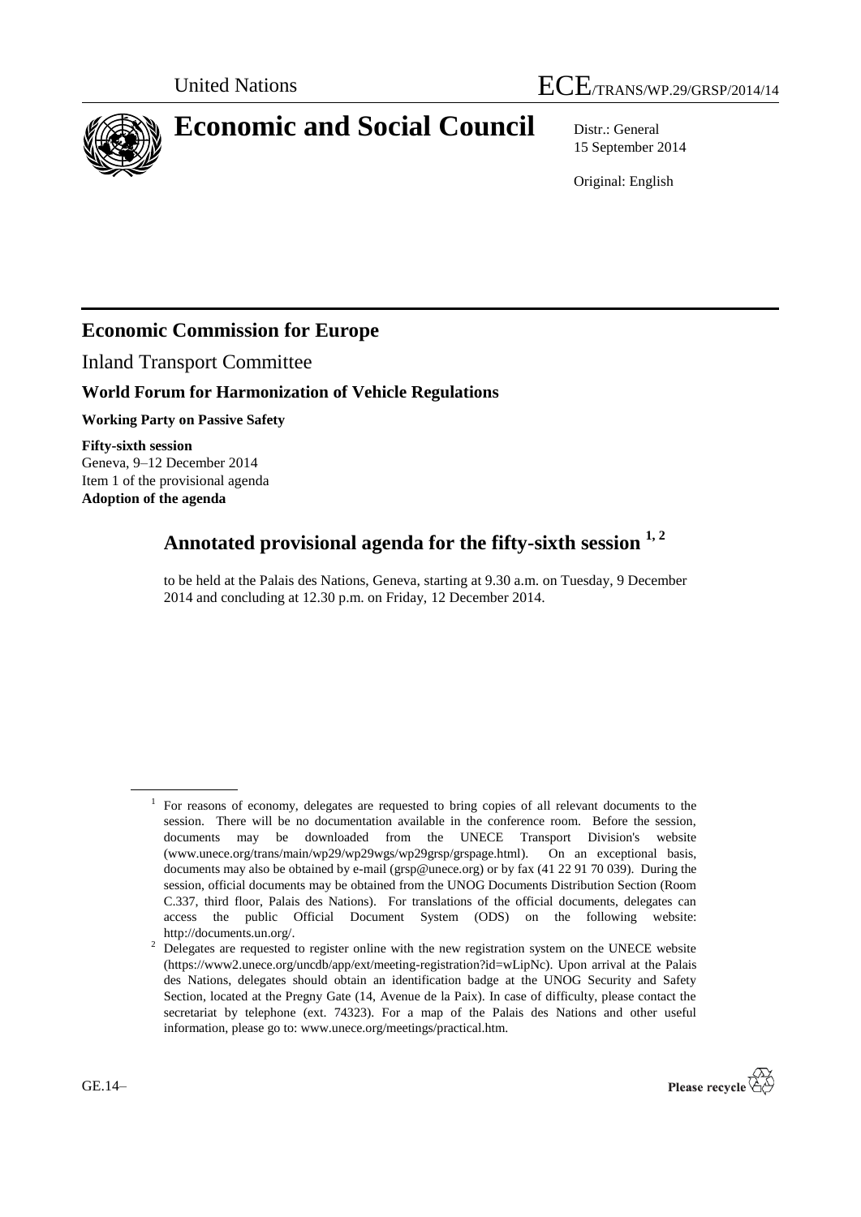United Nations

ECE/TRANS/WP.29/GRSP/2014/14

# Economic and Social Council

Distr.: General
15 September 2014

Original: English

## Economic Commission for Europe

Inland Transport Committee

### World Forum for Harmonization of Vehicle Regulations

**Working Party on Passive Safety**

**Fifty-sixth session**
Geneva, 9–12 December 2014
Item 1 of the provisional agenda
**Adoption of the agenda**

## Annotated provisional agenda for the fifty-sixth session [1, 2]

to be held at the Palais des Nations, Geneva, starting at 9.30 a.m. on Tuesday, 9 December 2014 and concluding at 12.30 p.m. on Friday, 12 December 2014.

[1] For reasons of economy, delegates are requested to bring copies of all relevant documents to the session. There will be no documentation available in the conference room. Before the session, documents may be downloaded from the UNECE Transport Division's website (www.unece.org/trans/main/wp29/wp29wgs/wp29grsp/grspage.html). On an exceptional basis, documents may also be obtained by e-mail (grsp@unece.org) or by fax (41 22 91 70 039). During the session, official documents may be obtained from the UNOG Documents Distribution Section (Room C.337, third floor, Palais des Nations). For translations of the official documents, delegates can access the public Official Document System (ODS) on the following website: http://documents.un.org/.

[2] Delegates are requested to register online with the new registration system on the UNECE website (https://www2.unece.org/uncdb/app/ext/meeting-registration?id=wLipNc). Upon arrival at the Palais des Nations, delegates should obtain an identification badge at the UNOG Security and Safety Section, located at the Pregny Gate (14, Avenue de la Paix). In case of difficulty, please contact the secretariat by telephone (ext. 74323). For a map of the Palais des Nations and other useful information, please go to: www.unece.org/meetings/practical.htm.

GE.14–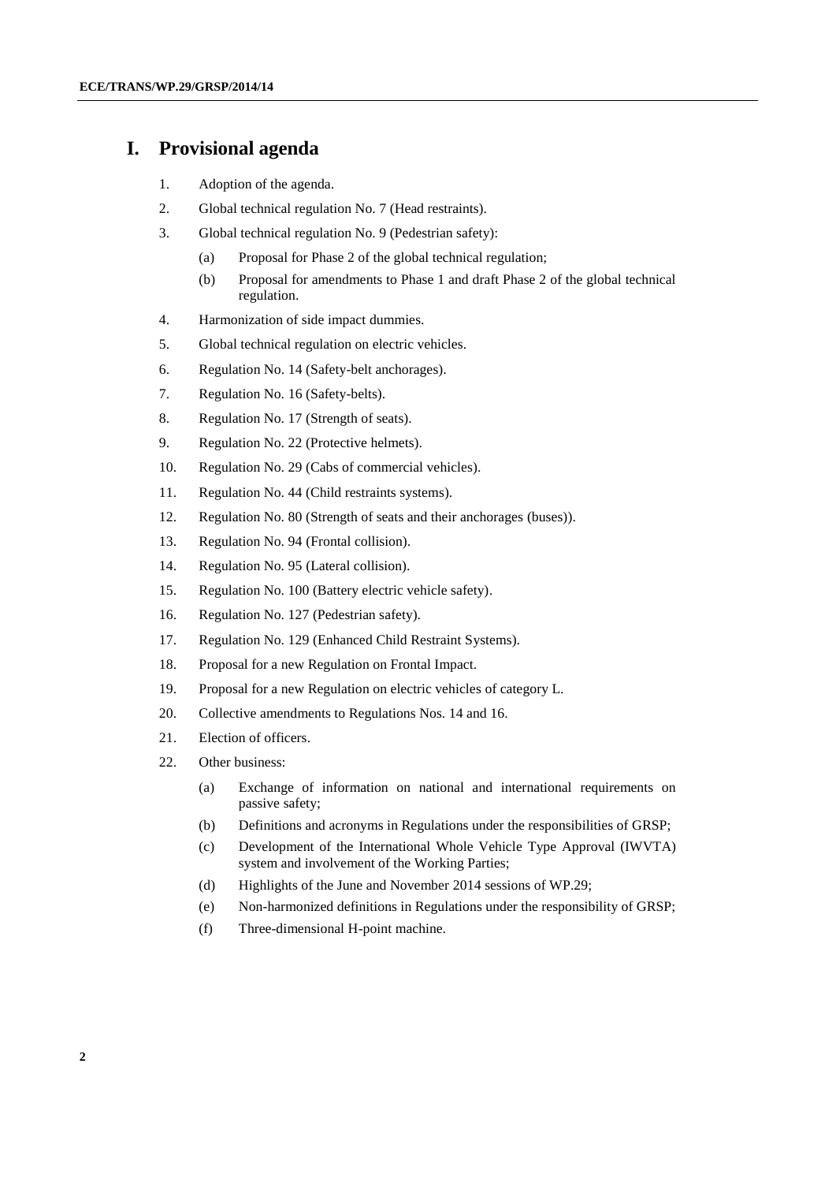# I. Provisional agenda

1. Adoption of the agenda.
2. Global technical regulation No. 7 (Head restraints).
3. Global technical regulation No. 9 (Pedestrian safety):
   (a) Proposal for Phase 2 of the global technical regulation;
   (b) Proposal for amendments to Phase 1 and draft Phase 2 of the global technical regulation.
4. Harmonization of side impact dummies.
5. Global technical regulation on electric vehicles.
6. Regulation No. 14 (Safety-belt anchorages).
7. Regulation No. 16 (Safety-belts).
8. Regulation No. 17 (Strength of seats).
9. Regulation No. 22 (Protective helmets).
10. Regulation No. 29 (Cabs of commercial vehicles).
11. Regulation No. 44 (Child restraints systems).
12. Regulation No. 80 (Strength of seats and their anchorages (buses)).
13. Regulation No. 94 (Frontal collision).
14. Regulation No. 95 (Lateral collision).
15. Regulation No. 100 (Battery electric vehicle safety).
16. Regulation No. 127 (Pedestrian safety).
17. Regulation No. 129 (Enhanced Child Restraint Systems).
18. Proposal for a new Regulation on Frontal Impact.
19. Proposal for a new Regulation on electric vehicles of category L.
20. Collective amendments to Regulations Nos. 14 and 16.
21. Election of officers.
22. Other business:
   (a) Exchange of information on national and international requirements on passive safety;
   (b) Definitions and acronyms in Regulations under the responsibilities of GRSP;
   (c) Development of the International Whole Vehicle Type Approval (IWVTA) system and involvement of the Working Parties;
   (d) Highlights of the June and November 2014 sessions of WP.29;
   (e) Non-harmonized definitions in Regulations under the responsibility of GRSP;
   (f) Three-dimensional H-point machine.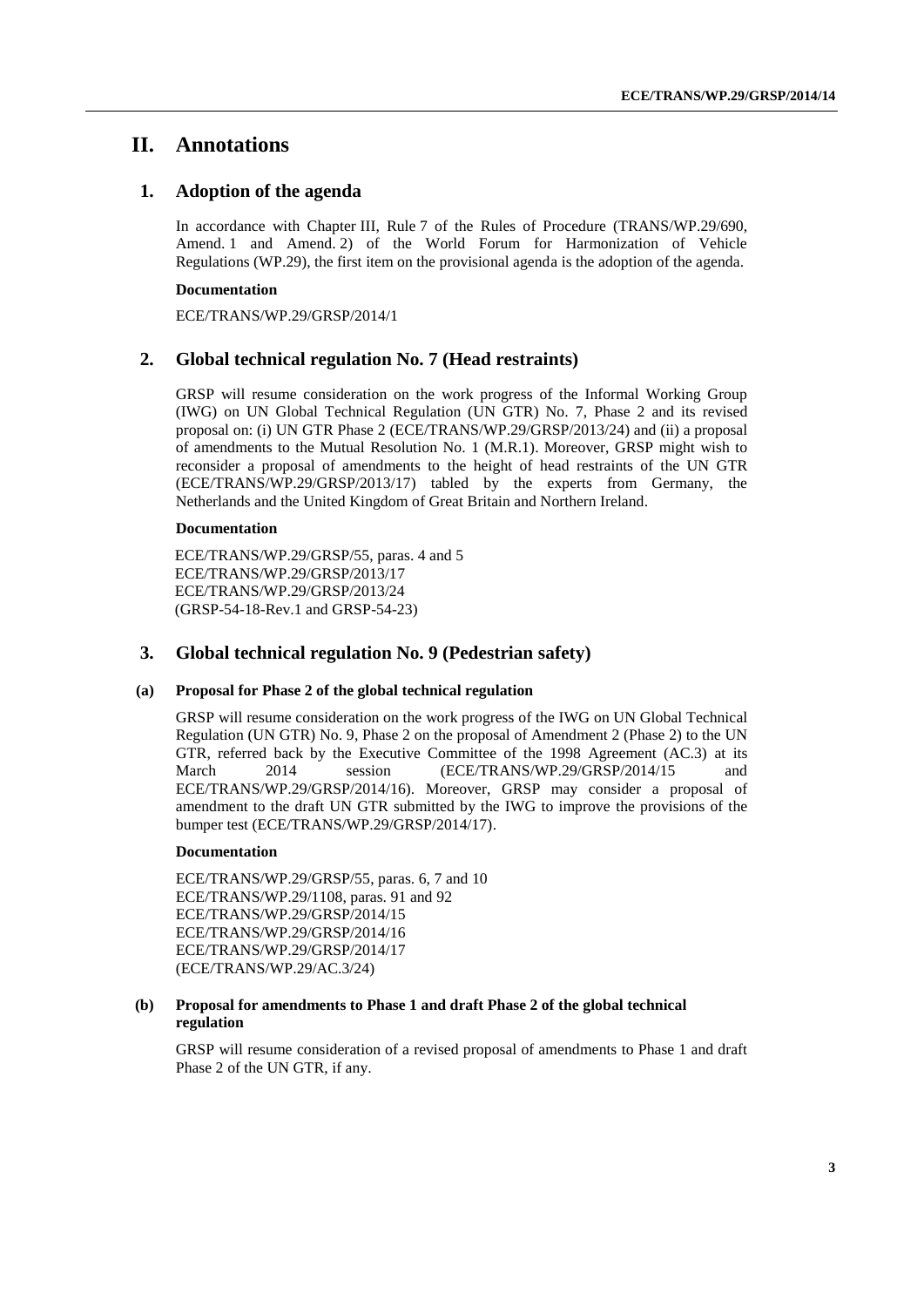# II. Annotations

## 1. Adoption of the agenda

In accordance with Chapter III, Rule 7 of the Rules of Procedure (TRANS/WP.29/690, Amend. 1 and Amend. 2) of the World Forum for Harmonization of Vehicle Regulations (WP.29), the first item on the provisional agenda is the adoption of the agenda.

**Documentation**

ECE/TRANS/WP.29/GRSP/2014/1

## 2. Global technical regulation No. 7 (Head restraints)

GRSP will resume consideration on the work progress of the Informal Working Group (IWG) on UN Global Technical Regulation (UN GTR) No. 7, Phase 2 and its revised proposal on: (i) UN GTR Phase 2 (ECE/TRANS/WP.29/GRSP/2013/24) and (ii) a proposal of amendments to the Mutual Resolution No. 1 (M.R.1). Moreover, GRSP might wish to reconsider a proposal of amendments to the height of head restraints of the UN GTR (ECE/TRANS/WP.29/GRSP/2013/17) tabled by the experts from Germany, the Netherlands and the United Kingdom of Great Britain and Northern Ireland.

**Documentation**

ECE/TRANS/WP.29/GRSP/55, paras. 4 and 5
ECE/TRANS/WP.29/GRSP/2013/17
ECE/TRANS/WP.29/GRSP/2013/24
(GRSP-54-18-Rev.1 and GRSP-54-23)

## 3. Global technical regulation No. 9 (Pedestrian safety)

### (a) Proposal for Phase 2 of the global technical regulation

GRSP will resume consideration on the work progress of the IWG on UN Global Technical Regulation (UN GTR) No. 9, Phase 2 on the proposal of Amendment 2 (Phase 2) to the UN GTR, referred back by the Executive Committee of the 1998 Agreement (AC.3) at its March 2014 session (ECE/TRANS/WP.29/GRSP/2014/15 and ECE/TRANS/WP.29/GRSP/2014/16). Moreover, GRSP may consider a proposal of amendment to the draft UN GTR submitted by the IWG to improve the provisions of the bumper test (ECE/TRANS/WP.29/GRSP/2014/17).

**Documentation**

ECE/TRANS/WP.29/GRSP/55, paras. 6, 7 and 10
ECE/TRANS/WP.29/1108, paras. 91 and 92
ECE/TRANS/WP.29/GRSP/2014/15
ECE/TRANS/WP.29/GRSP/2014/16
ECE/TRANS/WP.29/GRSP/2014/17
(ECE/TRANS/WP.29/AC.3/24)

### (b) Proposal for amendments to Phase 1 and draft Phase 2 of the global technical regulation

GRSP will resume consideration of a revised proposal of amendments to Phase 1 and draft Phase 2 of the UN GTR, if any.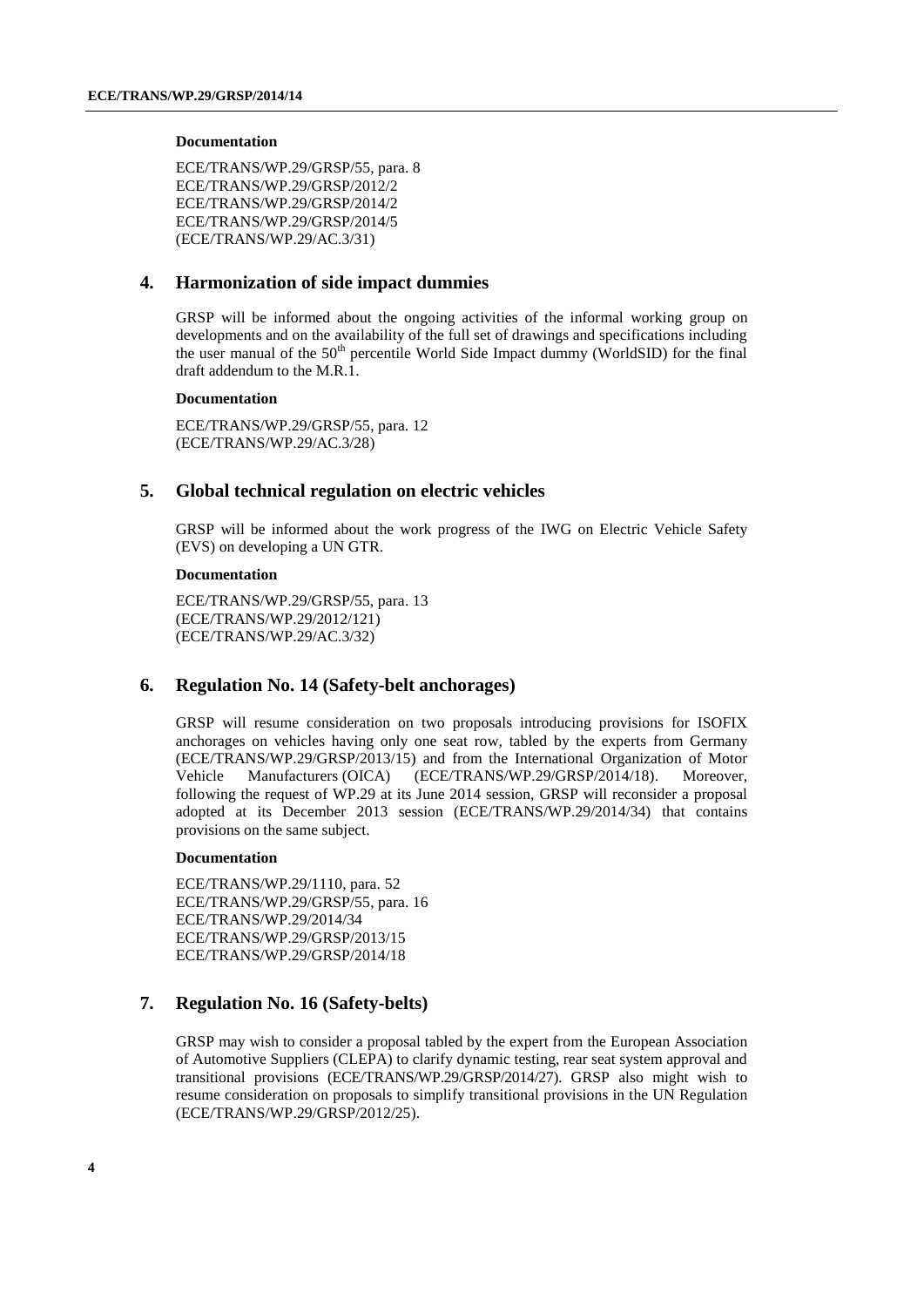**Documentation**

ECE/TRANS/WP.29/GRSP/55, para. 8
ECE/TRANS/WP.29/GRSP/2012/2
ECE/TRANS/WP.29/GRSP/2014/2
ECE/TRANS/WP.29/GRSP/2014/5
(ECE/TRANS/WP.29/AC.3/31)

## 4. Harmonization of side impact dummies

GRSP will be informed about the ongoing activities of the informal working group on developments and on the availability of the full set of drawings and specifications including the user manual of the 50th percentile World Side Impact dummy (WorldSID) for the final draft addendum to the M.R.1.

**Documentation**

ECE/TRANS/WP.29/GRSP/55, para. 12
(ECE/TRANS/WP.29/AC.3/28)

## 5. Global technical regulation on electric vehicles

GRSP will be informed about the work progress of the IWG on Electric Vehicle Safety (EVS) on developing a UN GTR.

**Documentation**

ECE/TRANS/WP.29/GRSP/55, para. 13
(ECE/TRANS/WP.29/2012/121)
(ECE/TRANS/WP.29/AC.3/32)

## 6. Regulation No. 14 (Safety-belt anchorages)

GRSP will resume consideration on two proposals introducing provisions for ISOFIX anchorages on vehicles having only one seat row, tabled by the experts from Germany (ECE/TRANS/WP.29/GRSP/2013/15) and from the International Organization of Motor Vehicle Manufacturers (OICA) (ECE/TRANS/WP.29/GRSP/2014/18). Moreover, following the request of WP.29 at its June 2014 session, GRSP will reconsider a proposal adopted at its December 2013 session (ECE/TRANS/WP.29/2014/34) that contains provisions on the same subject.

**Documentation**

ECE/TRANS/WP.29/1110, para. 52
ECE/TRANS/WP.29/GRSP/55, para. 16
ECE/TRANS/WP.29/2014/34
ECE/TRANS/WP.29/GRSP/2013/15
ECE/TRANS/WP.29/GRSP/2014/18

## 7. Regulation No. 16 (Safety-belts)

GRSP may wish to consider a proposal tabled by the expert from the European Association of Automotive Suppliers (CLEPA) to clarify dynamic testing, rear seat system approval and transitional provisions (ECE/TRANS/WP.29/GRSP/2014/27). GRSP also might wish to resume consideration on proposals to simplify transitional provisions in the UN Regulation (ECE/TRANS/WP.29/GRSP/2012/25).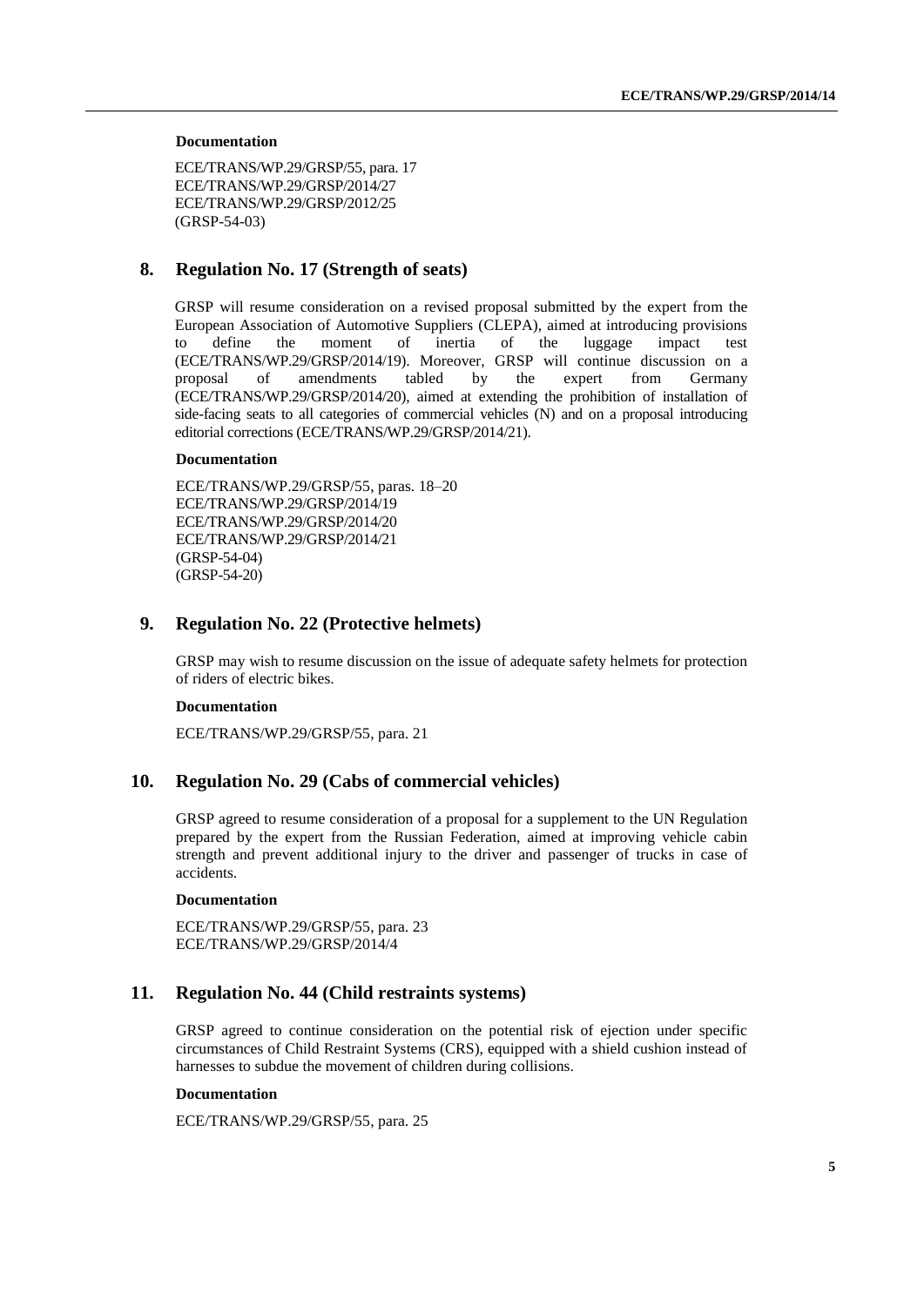**Documentation**

ECE/TRANS/WP.29/GRSP/55, para. 17
ECE/TRANS/WP.29/GRSP/2014/27
ECE/TRANS/WP.29/GRSP/2012/25
(GRSP-54-03)

## 8. Regulation No. 17 (Strength of seats)

GRSP will resume consideration on a revised proposal submitted by the expert from the European Association of Automotive Suppliers (CLEPA), aimed at introducing provisions to define the moment of inertia of the luggage impact test (ECE/TRANS/WP.29/GRSP/2014/19). Moreover, GRSP will continue discussion on a proposal of amendments tabled by the expert from Germany (ECE/TRANS/WP.29/GRSP/2014/20), aimed at extending the prohibition of installation of side-facing seats to all categories of commercial vehicles (N) and on a proposal introducing editorial corrections (ECE/TRANS/WP.29/GRSP/2014/21).

**Documentation**

ECE/TRANS/WP.29/GRSP/55, paras. 18–20
ECE/TRANS/WP.29/GRSP/2014/19
ECE/TRANS/WP.29/GRSP/2014/20
ECE/TRANS/WP.29/GRSP/2014/21
(GRSP-54-04)
(GRSP-54-20)

## 9. Regulation No. 22 (Protective helmets)

GRSP may wish to resume discussion on the issue of adequate safety helmets for protection of riders of electric bikes.

**Documentation**

ECE/TRANS/WP.29/GRSP/55, para. 21

## 10. Regulation No. 29 (Cabs of commercial vehicles)

GRSP agreed to resume consideration of a proposal for a supplement to the UN Regulation prepared by the expert from the Russian Federation, aimed at improving vehicle cabin strength and prevent additional injury to the driver and passenger of trucks in case of accidents.

**Documentation**

ECE/TRANS/WP.29/GRSP/55, para. 23
ECE/TRANS/WP.29/GRSP/2014/4

## 11. Regulation No. 44 (Child restraints systems)

GRSP agreed to continue consideration on the potential risk of ejection under specific circumstances of Child Restraint Systems (CRS), equipped with a shield cushion instead of harnesses to subdue the movement of children during collisions.

**Documentation**

ECE/TRANS/WP.29/GRSP/55, para. 25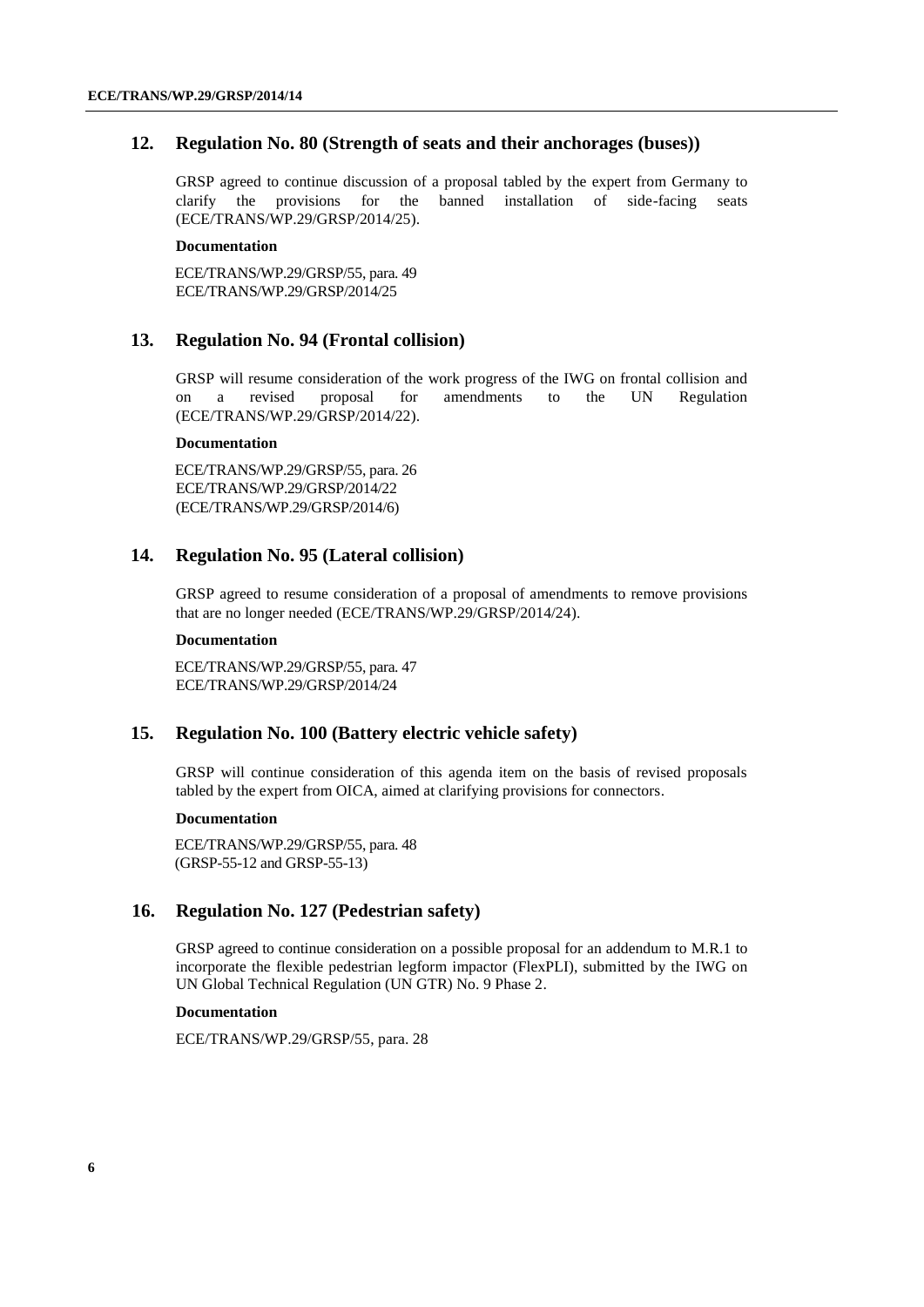## 12. Regulation No. 80 (Strength of seats and their anchorages (buses))

GRSP agreed to continue discussion of a proposal tabled by the expert from Germany to clarify the provisions for the banned installation of side-facing seats (ECE/TRANS/WP.29/GRSP/2014/25).

**Documentation**

ECE/TRANS/WP.29/GRSP/55, para. 49
ECE/TRANS/WP.29/GRSP/2014/25

## 13. Regulation No. 94 (Frontal collision)

GRSP will resume consideration of the work progress of the IWG on frontal collision and on a revised proposal for amendments to the UN Regulation (ECE/TRANS/WP.29/GRSP/2014/22).

**Documentation**

ECE/TRANS/WP.29/GRSP/55, para. 26
ECE/TRANS/WP.29/GRSP/2014/22
(ECE/TRANS/WP.29/GRSP/2014/6)

## 14. Regulation No. 95 (Lateral collision)

GRSP agreed to resume consideration of a proposal of amendments to remove provisions that are no longer needed (ECE/TRANS/WP.29/GRSP/2014/24).

**Documentation**

ECE/TRANS/WP.29/GRSP/55, para. 47
ECE/TRANS/WP.29/GRSP/2014/24

## 15. Regulation No. 100 (Battery electric vehicle safety)

GRSP will continue consideration of this agenda item on the basis of revised proposals tabled by the expert from OICA, aimed at clarifying provisions for connectors.

**Documentation**

ECE/TRANS/WP.29/GRSP/55, para. 48
(GRSP-55-12 and GRSP-55-13)

## 16. Regulation No. 127 (Pedestrian safety)

GRSP agreed to continue consideration on a possible proposal for an addendum to M.R.1 to incorporate the flexible pedestrian legform impactor (FlexPLI), submitted by the IWG on UN Global Technical Regulation (UN GTR) No. 9 Phase 2.

**Documentation**

ECE/TRANS/WP.29/GRSP/55, para. 28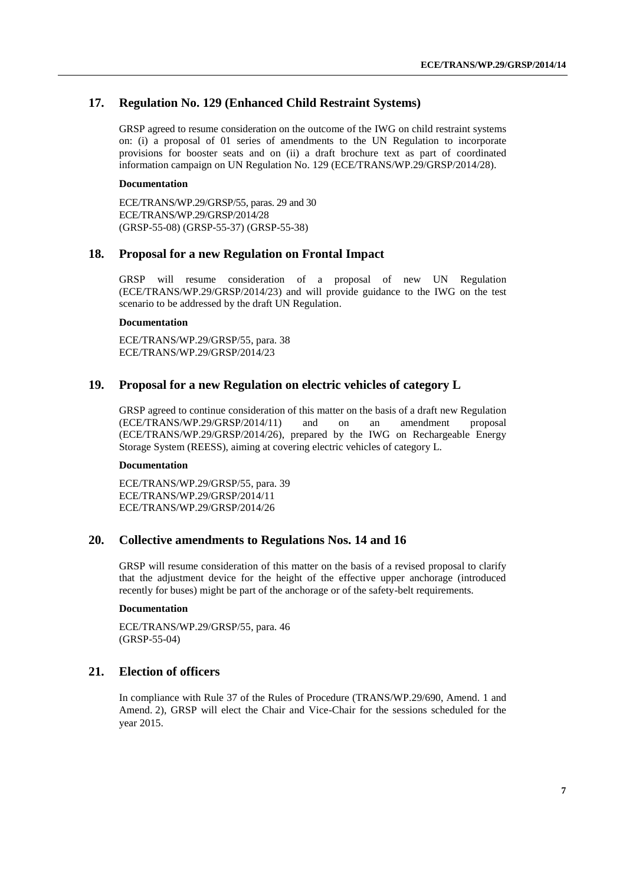## 17. Regulation No. 129 (Enhanced Child Restraint Systems)

GRSP agreed to resume consideration on the outcome of the IWG on child restraint systems on: (i) a proposal of 01 series of amendments to the UN Regulation to incorporate provisions for booster seats and on (ii) a draft brochure text as part of coordinated information campaign on UN Regulation No. 129 (ECE/TRANS/WP.29/GRSP/2014/28).

### Documentation

ECE/TRANS/WP.29/GRSP/55, paras. 29 and 30
ECE/TRANS/WP.29/GRSP/2014/28
(GRSP-55-08) (GRSP-55-37) (GRSP-55-38)

## 18. Proposal for a new Regulation on Frontal Impact

GRSP will resume consideration of a proposal of new UN Regulation (ECE/TRANS/WP.29/GRSP/2014/23) and will provide guidance to the IWG on the test scenario to be addressed by the draft UN Regulation.

### Documentation

ECE/TRANS/WP.29/GRSP/55, para. 38
ECE/TRANS/WP.29/GRSP/2014/23

## 19. Proposal for a new Regulation on electric vehicles of category L

GRSP agreed to continue consideration of this matter on the basis of a draft new Regulation (ECE/TRANS/WP.29/GRSP/2014/11) and on an amendment proposal (ECE/TRANS/WP.29/GRSP/2014/26), prepared by the IWG on Rechargeable Energy Storage System (REESS), aiming at covering electric vehicles of category L.

### Documentation

ECE/TRANS/WP.29/GRSP/55, para. 39
ECE/TRANS/WP.29/GRSP/2014/11
ECE/TRANS/WP.29/GRSP/2014/26

## 20. Collective amendments to Regulations Nos. 14 and 16

GRSP will resume consideration of this matter on the basis of a revised proposal to clarify that the adjustment device for the height of the effective upper anchorage (introduced recently for buses) might be part of the anchorage or of the safety-belt requirements.

### Documentation

ECE/TRANS/WP.29/GRSP/55, para. 46
(GRSP-55-04)

## 21. Election of officers

In compliance with Rule 37 of the Rules of Procedure (TRANS/WP.29/690, Amend. 1 and Amend. 2), GRSP will elect the Chair and Vice-Chair for the sessions scheduled for the year 2015.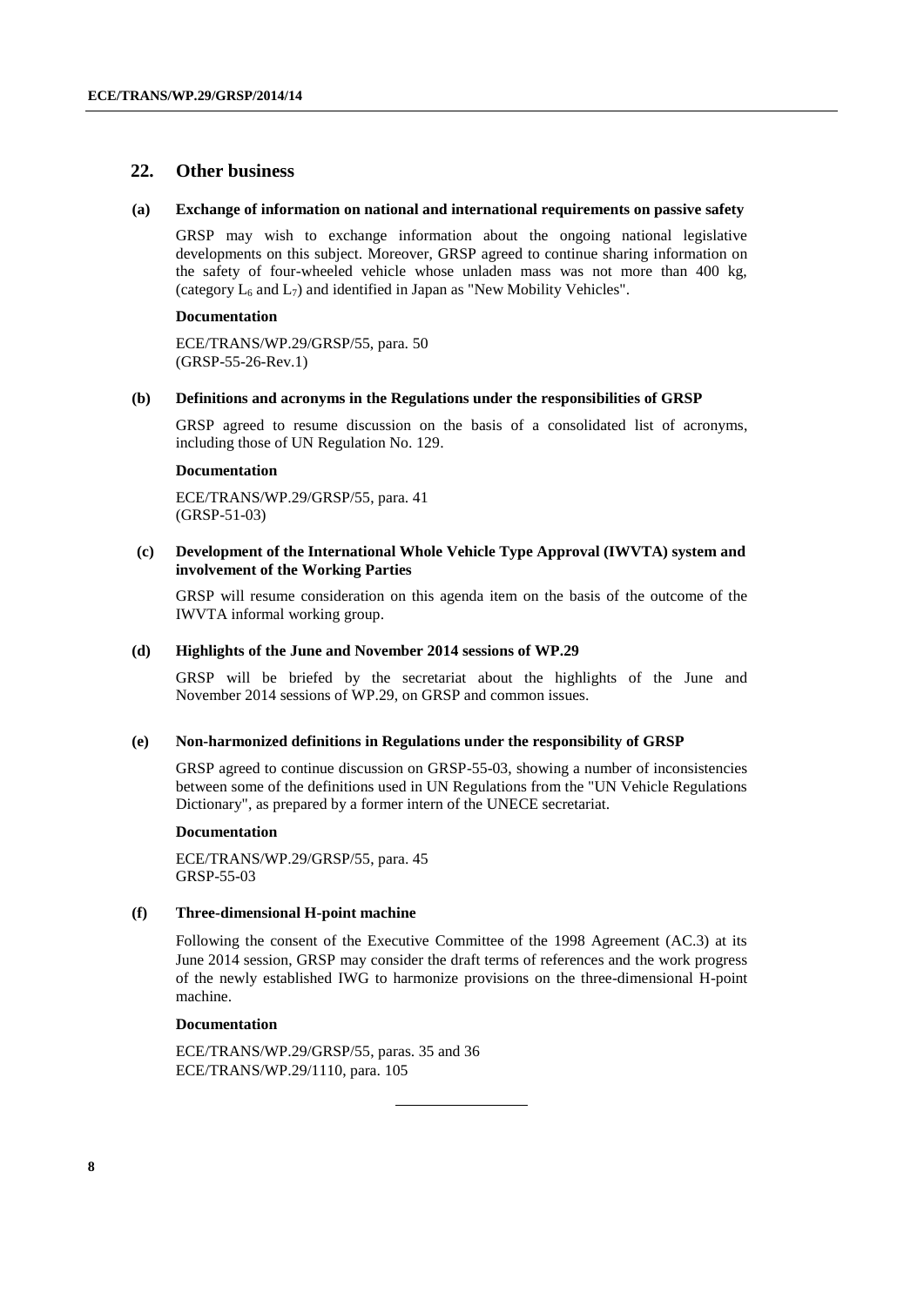## 22. Other business

### (a) Exchange of information on national and international requirements on passive safety

GRSP may wish to exchange information about the ongoing national legislative developments on this subject. Moreover, GRSP agreed to continue sharing information on the safety of four-wheeled vehicle whose unladen mass was not more than 400 kg, (category $L_6$ and $L_7$) and identified in Japan as "New Mobility Vehicles".

**Documentation**

ECE/TRANS/WP.29/GRSP/55, para. 50
(GRSP-55-26-Rev.1)

### (b) Definitions and acronyms in the Regulations under the responsibilities of GRSP

GRSP agreed to resume discussion on the basis of a consolidated list of acronyms, including those of UN Regulation No. 129.

**Documentation**

ECE/TRANS/WP.29/GRSP/55, para. 41
(GRSP-51-03)

### (c) Development of the International Whole Vehicle Type Approval (IWVTA) system and involvement of the Working Parties

GRSP will resume consideration on this agenda item on the basis of the outcome of the IWVTA informal working group.

### (d) Highlights of the June and November 2014 sessions of WP.29

GRSP will be briefed by the secretariat about the highlights of the June and November 2014 sessions of WP.29, on GRSP and common issues.

### (e) Non-harmonized definitions in Regulations under the responsibility of GRSP

GRSP agreed to continue discussion on GRSP-55-03, showing a number of inconsistencies between some of the definitions used in UN Regulations from the "UN Vehicle Regulations Dictionary", as prepared by a former intern of the UNECE secretariat.

**Documentation**

ECE/TRANS/WP.29/GRSP/55, para. 45
GRSP-55-03

### (f) Three-dimensional H-point machine

Following the consent of the Executive Committee of the 1998 Agreement (AC.3) at its June 2014 session, GRSP may consider the draft terms of references and the work progress of the newly established IWG to harmonize provisions on the three-dimensional H-point machine.

**Documentation**

ECE/TRANS/WP.29/GRSP/55, paras. 35 and 36
ECE/TRANS/WP.29/1110, para. 105